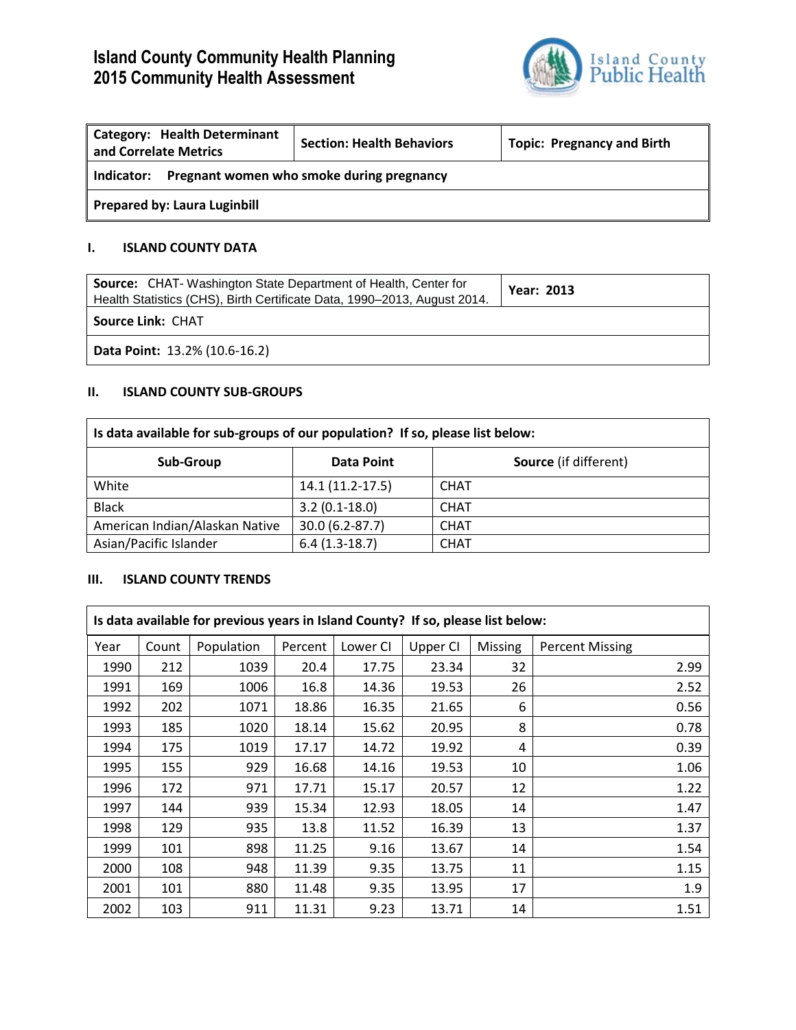# Island County Community Health Planning
# 2015 Community Health Assessment

| **Category: Health Determinant and Correlate Metrics** | **Section: Health Behaviors** | **Topic: Pregnancy and Birth** |
|---|---|---|
| **Indicator: Pregnant women who smoke during pregnancy** | | |
| **Prepared by: Laura Luginbill** | | |

## I. ISLAND COUNTY DATA

| **Source:** CHAT- Washington State Department of Health, Center for Health Statistics (CHS), Birth Certificate Data, 1990–2013, August 2014. | **Year: 2013** |
|---|---|
| **Source Link:** CHAT | |
| **Data Point:** 13.2% (10.6-16.2) | |

## II. ISLAND COUNTY SUB-GROUPS

**Is data available for sub-groups of our population? If so, please list below:**

| Sub-Group | Data Point | Source (if different) |
|---|---|---|
| White | 14.1 (11.2-17.5) | CHAT |
| Black | 3.2 (0.1-18.0) | CHAT |
| American Indian/Alaskan Native | 30.0 (6.2-87.7) | CHAT |
| Asian/Pacific Islander | 6.4 (1.3-18.7) | CHAT |

## III. ISLAND COUNTY TRENDS

**Is data available for previous years in Island County? If so, please list below:**

| Year | Count | Population | Percent | Lower CI | Upper CI | Missing | Percent Missing |
|---|---|---|---|---|---|---|---|
| 1990 | 212 | 1039 | 20.4 | 17.75 | 23.34 | 32 | 2.99 |
| 1991 | 169 | 1006 | 16.8 | 14.36 | 19.53 | 26 | 2.52 |
| 1992 | 202 | 1071 | 18.86 | 16.35 | 21.65 | 6 | 0.56 |
| 1993 | 185 | 1020 | 18.14 | 15.62 | 20.95 | 8 | 0.78 |
| 1994 | 175 | 1019 | 17.17 | 14.72 | 19.92 | 4 | 0.39 |
| 1995 | 155 | 929 | 16.68 | 14.16 | 19.53 | 10 | 1.06 |
| 1996 | 172 | 971 | 17.71 | 15.17 | 20.57 | 12 | 1.22 |
| 1997 | 144 | 939 | 15.34 | 12.93 | 18.05 | 14 | 1.47 |
| 1998 | 129 | 935 | 13.8 | 11.52 | 16.39 | 13 | 1.37 |
| 1999 | 101 | 898 | 11.25 | 9.16 | 13.67 | 14 | 1.54 |
| 2000 | 108 | 948 | 11.39 | 9.35 | 13.75 | 11 | 1.15 |
| 2001 | 101 | 880 | 11.48 | 9.35 | 13.95 | 17 | 1.9 |
| 2002 | 103 | 911 | 11.31 | 9.23 | 13.71 | 14 | 1.51 |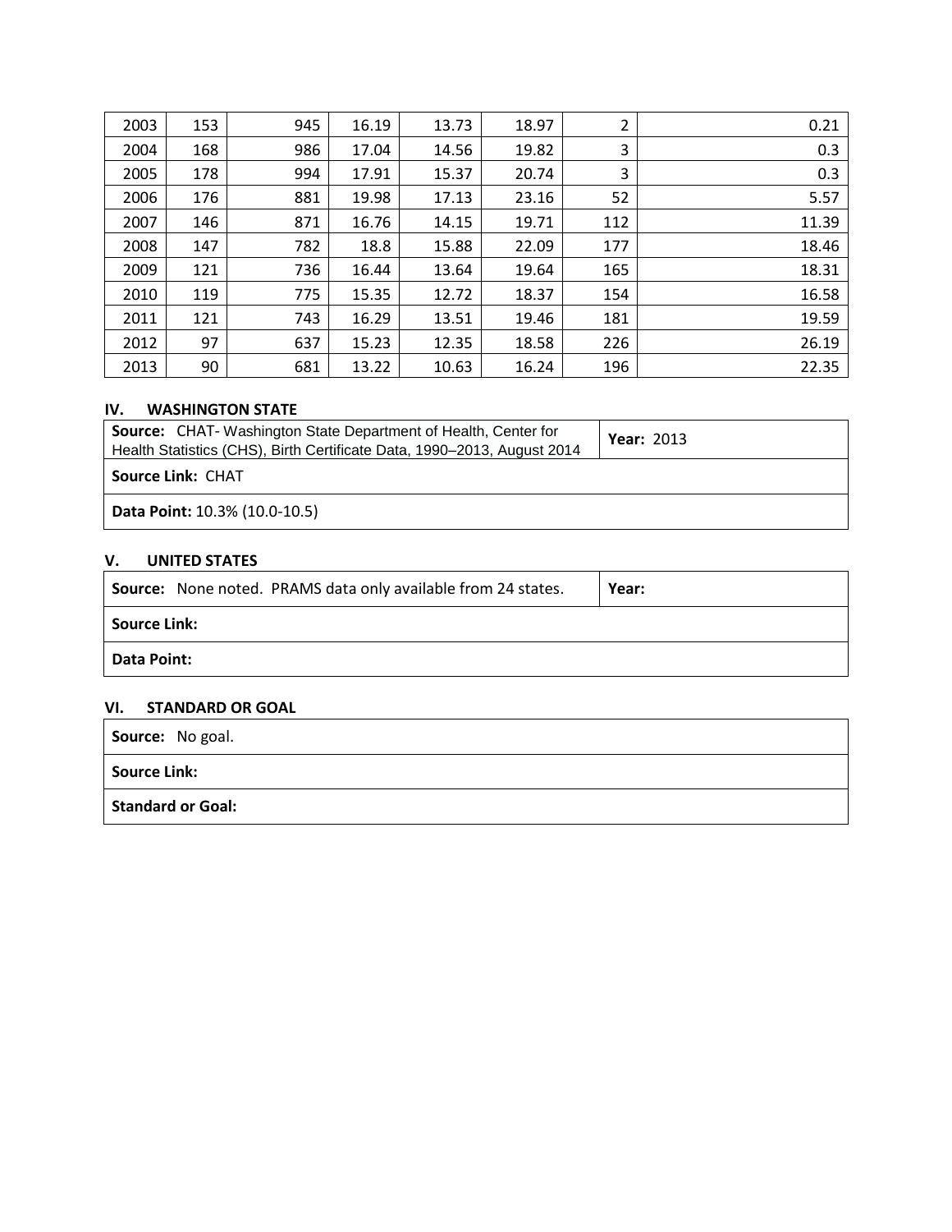| | | | | | | | |
|---|---|---|---|---|---|---|---|
| 2003 | 153 | 945 | 16.19 | 13.73 | 18.97 | 2 | 0.21 |
| 2004 | 168 | 986 | 17.04 | 14.56 | 19.82 | 3 | 0.3 |
| 2005 | 178 | 994 | 17.91 | 15.37 | 20.74 | 3 | 0.3 |
| 2006 | 176 | 881 | 19.98 | 17.13 | 23.16 | 52 | 5.57 |
| 2007 | 146 | 871 | 16.76 | 14.15 | 19.71 | 112 | 11.39 |
| 2008 | 147 | 782 | 18.8 | 15.88 | 22.09 | 177 | 18.46 |
| 2009 | 121 | 736 | 16.44 | 13.64 | 19.64 | 165 | 18.31 |
| 2010 | 119 | 775 | 15.35 | 12.72 | 18.37 | 154 | 16.58 |
| 2011 | 121 | 743 | 16.29 | 13.51 | 19.46 | 181 | 19.59 |
| 2012 | 97 | 637 | 15.23 | 12.35 | 18.58 | 226 | 26.19 |
| 2013 | 90 | 681 | 13.22 | 10.63 | 16.24 | 196 | 22.35 |

## IV. WASHINGTON STATE

| | |
|---|---|
| **Source:** CHAT- Washington State Department of Health, Center for Health Statistics (CHS), Birth Certificate Data, 1990–2013, August 2014 | **Year:** 2013 |
| **Source Link:** CHAT | |
| **Data Point:** 10.3% (10.0-10.5) | |

## V. UNITED STATES

| | |
|---|---|
| **Source:** None noted. PRAMS data only available from 24 states. | **Year:** |
| **Source Link:** | |
| **Data Point:** | |

## VI. STANDARD OR GOAL

| |
|---|
| **Source:** No goal. |
| **Source Link:** |
| **Standard or Goal:** |